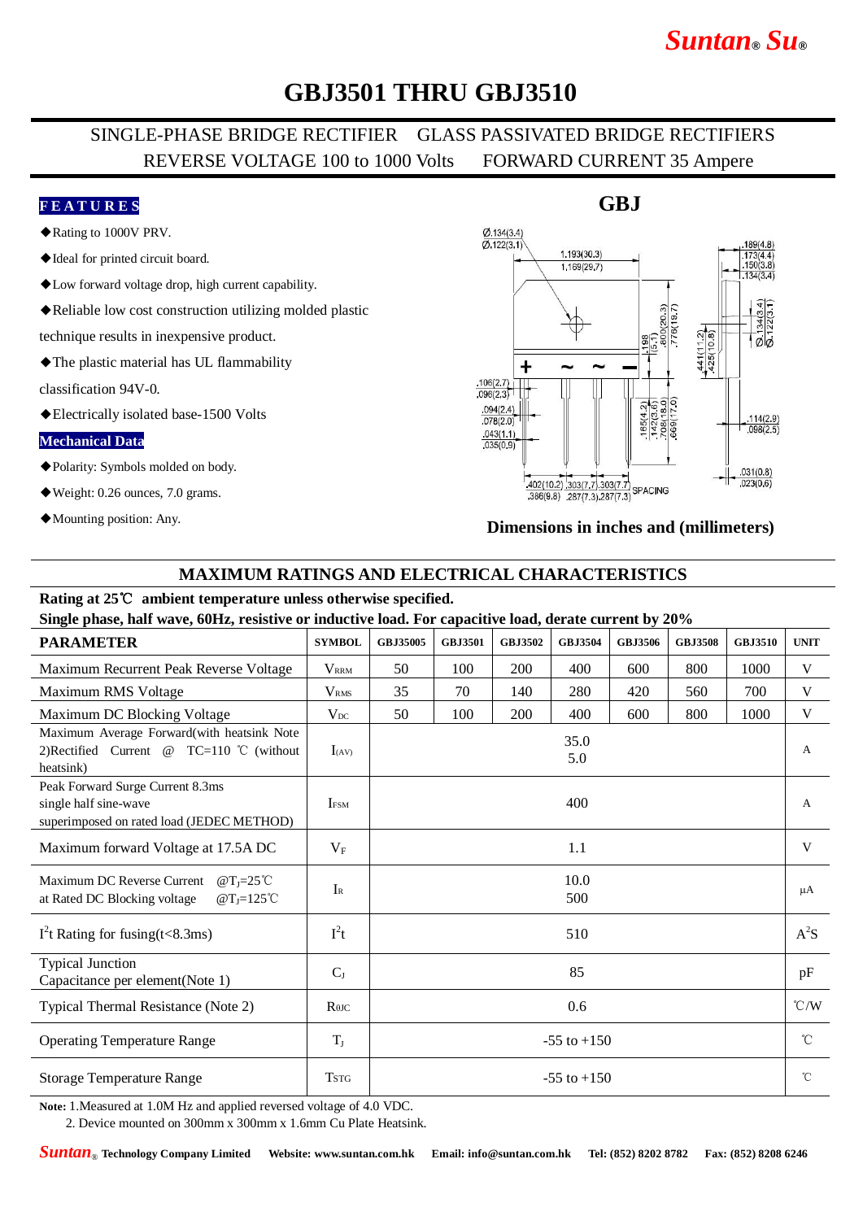# GBJ3501 THRU GBJ3510

SINGLE-PHASE BRIDGE RECTIFIER GLASS PASSIVATED BRIDGE RECTIFIERS
REVERSE VOLTAGE 100 to 1000 Volts FORWARD CURRENT 35 Ampere

**FEATURES**

- ◆Rating to 1000V PRV.
- ◆Ideal for printed circuit board.
- ◆Low forward voltage drop, high current capability.
- ◆Reliable low cost construction utilizing molded plastic technique results in inexpensive product.
- ◆The plastic material has UL flammability classification 94V-0.
- ◆Electrically isolated base-1500 Volts

**Mechanical Data**

- ◆Polarity: Symbols molded on body.
- ◆Weight: 0.26 ounces, 7.0 grams.
- ◆Mounting position: Any.

**GBJ**

Ø.134(3.4)
Ø.122(3.1)
1.193(30.3)
1.169(29.7)
.189(4.8)
.173(4.4)
.150(3.8)
.134(3.4)
.198 (5.1)
.800(20.3)
.776(19.7)
.441(11.2)
.425(10.8)
Ø.134(3.4)
Ø.122(3.1)
+ ~ ~ −
.106(2.7)
.096(2.3)
.094(2.4)
.078(2.0)
.043(1.1)
.035(0.9)
.165(4.2)
.142(3.6)
.708(18.0)
.669(17.0)
.114(2.9)
.098(2.5)
.031(0.8)
.023(0.6)
.402(10.2) .303(7.7) .303(7.7)
.386(9.8) .287(7.3) .287(7.3) SPACING

**Dimensions in inches and (millimeters)**

## MAXIMUM RATINGS AND ELECTRICAL CHARACTERISTICS

**Rating at 25℃ ambient temperature unless otherwise specified.**
**Single phase, half wave, 60Hz, resistive or inductive load. For capacitive load, derate current by 20%**

| PARAMETER | SYMBOL | GBJ35005 | GBJ3501 | GBJ3502 | GBJ3504 | GBJ3506 | GBJ3508 | GBJ3510 | UNIT |
|---|---|---|---|---|---|---|---|---|---|
| Maximum Recurrent Peak Reverse Voltage | $V_{RRM}$ | 50 | 100 | 200 | 400 | 600 | 800 | 1000 | V |
| Maximum RMS Voltage | $V_{RMS}$ | 35 | 70 | 140 | 280 | 420 | 560 | 700 | V |
| Maximum DC Blocking Voltage | $V_{DC}$ | 50 | 100 | 200 | 400 | 600 | 800 | 1000 | V |
| Maximum Average Forward(with heatsink Note 2)Rectified Current @ TC=110 ℃ (without heatsink) | $I_{(AV)}$ | 35.0<br>5.0 | | | | | | | A |
| Peak Forward Surge Current 8.3ms single half sine-wave superimposed on rated load (JEDEC METHOD) | $I_{FSM}$ | 400 | | | | | | | A |
| Maximum forward Voltage at 17.5A DC | $V_F$ | 1.1 | | | | | | | V |
| Maximum DC Reverse Current @$T_J$=25℃ at Rated DC Blocking voltage @$T_J$=125℃ | $I_R$ | 10.0<br>500 | | | | | | | μA |
| $I^2t$ Rating for fusing(t<8.3ms) | $I^2t$ | 510 | | | | | | | $A^2S$ |
| Typical Junction Capacitance per element(Note 1) | $C_J$ | 85 | | | | | | | pF |
| Typical Thermal Resistance (Note 2) | $R_{θJC}$ | 0.6 | | | | | | | ℃/W |
| Operating Temperature Range | $T_J$ | -55 to +150 | | | | | | | ℃ |
| Storage Temperature Range | $T_{STG}$ | -55 to +150 | | | | | | | ℃ |

**Note:** 1.Measured at 1.0M Hz and applied reversed voltage of 4.0 VDC.
2. Device mounted on 300mm x 300mm x 1.6mm Cu Plate Heatsink.

Suntan® Technology Company Limited Website: www.suntan.com.hk Email: info@suntan.com.hk Tel: (852) 8202 8782 Fax: (852) 8208 6246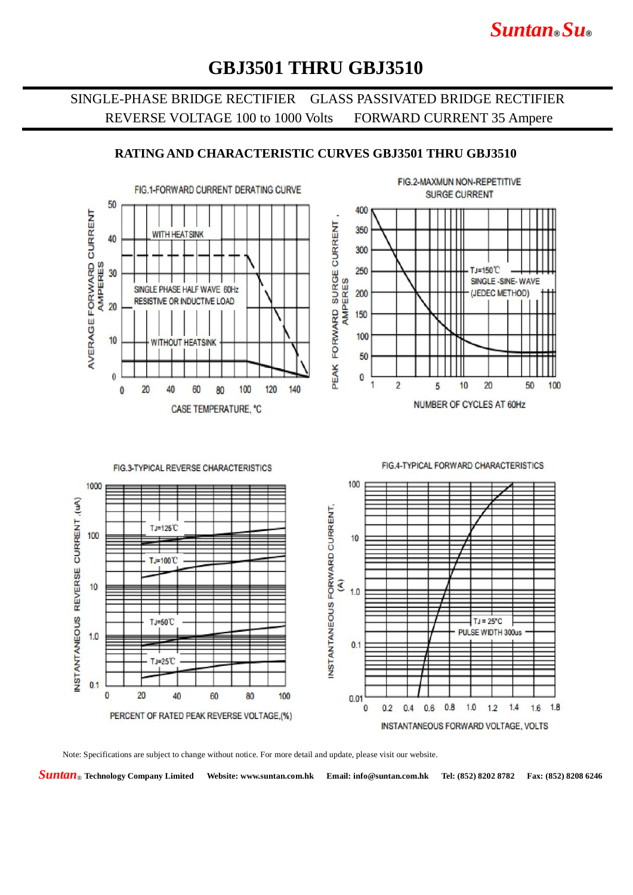# GBJ3501 THRU GBJ3510

SINGLE-PHASE BRIDGE RECTIFIER GLASS PASSIVATED BRIDGE RECTIFIER
REVERSE VOLTAGE 100 to 1000 Volts FORWARD CURRENT 35 Ampere

## RATING AND CHARACTERISTIC CURVES GBJ3501 THRU GBJ3510

FIG.1-FORWARD CURRENT DERATING CURVE

AVERAGE FORWARD CURRENT AMPERES

50
40
30
20
10
0

WITH HEATSINK

SINGLE PHASE HALF WAVE 60Hz
RESISTIVE OR INDUCTIVE LOAD

WITHOUT HEATSINK

0 20 40 60 80 100 120 140

CASE TEMPERATURE, °C

FIG.2-MAXMUN NON-REPETITIVE SURGE CURRENT

PEAK FORWARD SURGE CURRENT, AMPERES

400
350
300
250
200
150
100
50
0

TJ=150℃
SINGLE -SINE- WAVE
(JEDEC METHOD)

1 2 5 10 20 50 100

NUMBER OF CYCLES AT 60Hz

FIG.3-TYPICAL REVERSE CHARACTERISTICS

INSTANTANEOUS REVERSE CURRENT ,(uA)

1000
100
10
1.0
0.1

TJ=125℃
TJ=100℃
TJ=50℃
TJ=25℃

0 20 40 60 80 100

PERCENT OF RATED PEAK REVERSE VOLTAGE,(%)

FIG.4-TYPICAL FORWARD CHARACTERISTICS

INSTANTANEOUS FORWARD CURRENT, (A)

100
10
1.0
0.1
0.01

TJ = 25°C
PULSE WIDTH 300us

0 0.2 0.4 0.6 0.8 1.0 1.2 1.4 1.6 1.8

INSTANTANEOUS FORWARD VOLTAGE, VOLTS

Note: Specifications are subject to change without notice. For more detail and update, please visit our website.

**Suntan® Technology Company Limited Website: www.suntan.com.hk Email: info@suntan.com.hk Tel: (852) 8202 8782 Fax: (852) 8208 6246**